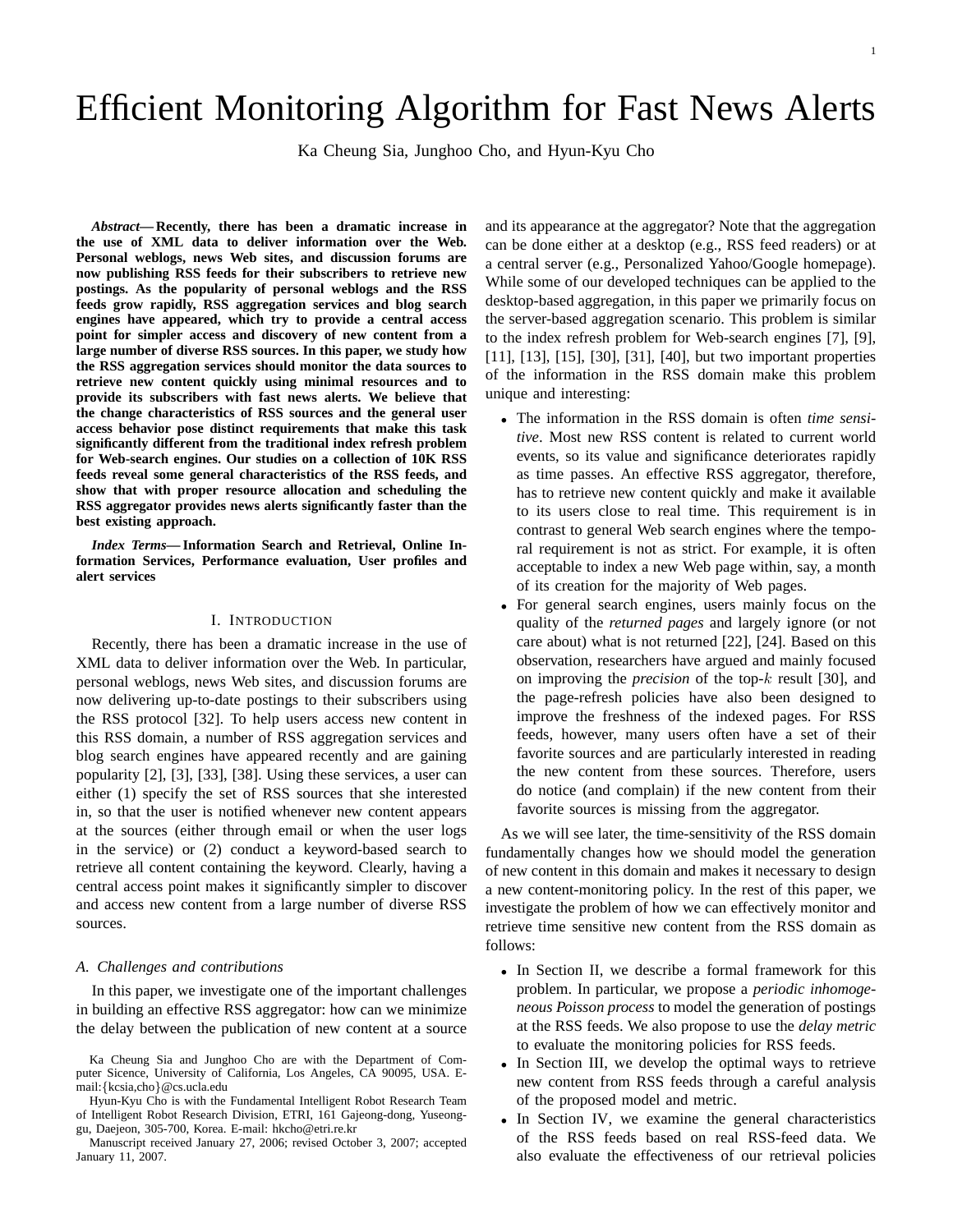# Efficient Monitoring Algorithm for Fast News Alerts

Ka Cheung Sia, Junghoo Cho, and Hyun-Kyu Cho

***Abstract*— Recently, there has been a dramatic increase in the use of XML data to deliver information over the Web. Personal weblogs, news Web sites, and discussion forums are now publishing RSS feeds for their subscribers to retrieve new postings. As the popularity of personal weblogs and the RSS feeds grow rapidly, RSS aggregation services and blog search engines have appeared, which try to provide a central access point for simpler access and discovery of new content from a large number of diverse RSS sources. In this paper, we study how the RSS aggregation services should monitor the data sources to retrieve new content quickly using minimal resources and to provide its subscribers with fast news alerts. We believe that the change characteristics of RSS sources and the general user access behavior pose distinct requirements that make this task significantly different from the traditional index refresh problem for Web-search engines. Our studies on a collection of 10K RSS feeds reveal some general characteristics of the RSS feeds, and show that with proper resource allocation and scheduling the RSS aggregator provides news alerts significantly faster than the best existing approach.**

***Index Terms*— Information Search and Retrieval, Online Information Services, Performance evaluation, User profiles and alert services**

## I. Introduction

Recently, there has been a dramatic increase in the use of XML data to deliver information over the Web. In particular, personal weblogs, news Web sites, and discussion forums are now delivering up-to-date postings to their subscribers using the RSS protocol [32]. To help users access new content in this RSS domain, a number of RSS aggregation services and blog search engines have appeared recently and are gaining popularity [2], [3], [33], [38]. Using these services, a user can either (1) specify the set of RSS sources that she interested in, so that the user is notified whenever new content appears at the sources (either through email or when the user logs in the service) or (2) conduct a keyword-based search to retrieve all content containing the keyword. Clearly, having a central access point makes it significantly simpler to discover and access new content from a large number of diverse RSS sources.

### A. Challenges and contributions

In this paper, we investigate one of the important challenges in building an effective RSS aggregator: how can we minimize the delay between the publication of new content at a source and its appearance at the aggregator? Note that the aggregation can be done either at a desktop (e.g., RSS feed readers) or at a central server (e.g., Personalized Yahoo/Google homepage). While some of our developed techniques can be applied to the desktop-based aggregation, in this paper we primarily focus on the server-based aggregation scenario. This problem is similar to the index refresh problem for Web-search engines [7], [9], [11], [13], [15], [30], [31], [40], but two important properties of the information in the RSS domain make this problem unique and interesting:

- The information in the RSS domain is often *time sensitive*. Most new RSS content is related to current world events, so its value and significance deteriorates rapidly as time passes. An effective RSS aggregator, therefore, has to retrieve new content quickly and make it available to its users close to real time. This requirement is in contrast to general Web search engines where the temporal requirement is not as strict. For example, it is often acceptable to index a new Web page within, say, a month of its creation for the majority of Web pages.
- For general search engines, users mainly focus on the quality of the *returned pages* and largely ignore (or not care about) what is not returned [22], [24]. Based on this observation, researchers have argued and mainly focused on improving the *precision* of the top-$k$ result [30], and the page-refresh policies have also been designed to improve the freshness of the indexed pages. For RSS feeds, however, many users often have a set of their favorite sources and are particularly interested in reading the new content from these sources. Therefore, users do notice (and complain) if the new content from their favorite sources is missing from the aggregator.

As we will see later, the time-sensitivity of the RSS domain fundamentally changes how we should model the generation of new content in this domain and makes it necessary to design a new content-monitoring policy. In the rest of this paper, we investigate the problem of how we can effectively monitor and retrieve time sensitive new content from the RSS domain as follows:

- In Section II, we describe a formal framework for this problem. In particular, we propose a *periodic inhomogeneous Poisson process* to model the generation of postings at the RSS feeds. We also propose to use the *delay metric* to evaluate the monitoring policies for RSS feeds.
- In Section III, we develop the optimal ways to retrieve new content from RSS feeds through a careful analysis of the proposed model and metric.
- In Section IV, we examine the general characteristics of the RSS feeds based on real RSS-feed data. We also evaluate the effectiveness of our retrieval policies

Ka Cheung Sia and Junghoo Cho are with the Department of Computer Sicence, University of California, Los Angeles, CA 90095, USA. E-mail:{kcsia,cho}@cs.ucla.edu

Hyun-Kyu Cho is with the Fundamental Intelligent Robot Research Team of Intelligent Robot Research Division, ETRI, 161 Gajeong-dong, Yuseong-gu, Daejeon, 305-700, Korea. E-mail: hkcho@etri.re.kr

Manuscript received January 27, 2006; revised October 3, 2007; accepted January 11, 2007.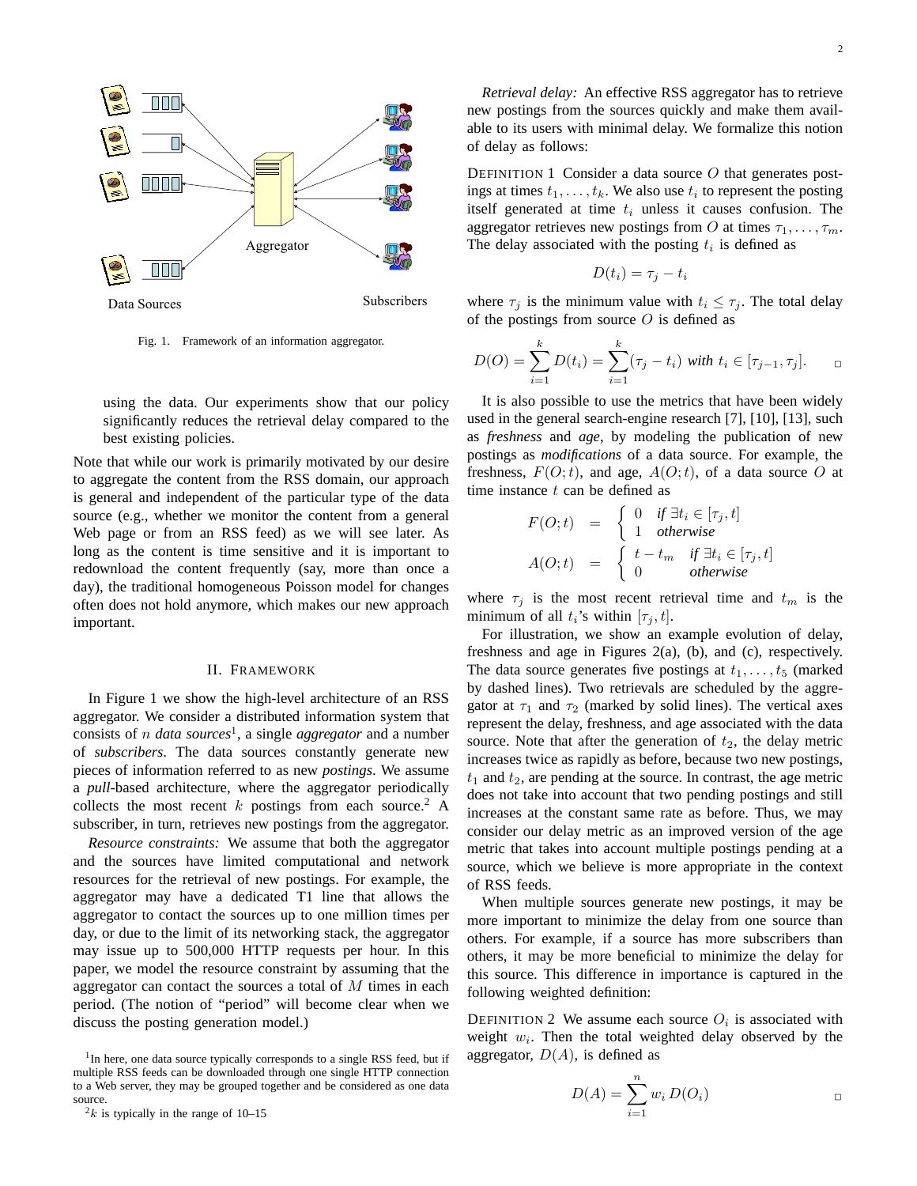Fig. 1. Framework of an information aggregator.

using the data. Our experiments show that our policy significantly reduces the retrieval delay compared to the best existing policies.

Note that while our work is primarily motivated by our desire to aggregate the content from the RSS domain, our approach is general and independent of the particular type of the data source (e.g., whether we monitor the content from a general Web page or from an RSS feed) as we will see later. As long as the content is time sensitive and it is important to redownload the content frequently (say, more than once a day), the traditional homogeneous Poisson model for changes often does not hold anymore, which makes our new approach important.

## II. Framework

In Figure 1 we show the high-level architecture of an RSS aggregator. We consider a distributed information system that consists of $n$ *data sources*[1], a single *aggregator* and a number of *subscribers*. The data sources constantly generate new pieces of information referred to as new *postings*. We assume a *pull*-based architecture, where the aggregator periodically collects the most recent $k$ postings from each source.[2] A subscriber, in turn, retrieves new postings from the aggregator.

*Resource constraints:* We assume that both the aggregator and the sources have limited computational and network resources for the retrieval of new postings. For example, the aggregator may have a dedicated T1 line that allows the aggregator to contact the sources up to one million times per day, or due to the limit of its networking stack, the aggregator may issue up to 500,000 HTTP requests per hour. In this paper, we model the resource constraint by assuming that the aggregator can contact the sources a total of $M$ times in each period. (The notion of "period" will become clear when we discuss the posting generation model.)

[1] In here, one data source typically corresponds to a single RSS feed, but if multiple RSS feeds can be downloaded through one single HTTP connection to a Web server, they may be grouped together and be considered as one data source.

[2] $k$ is typically in the range of 10–15

*Retrieval delay:* An effective RSS aggregator has to retrieve new postings from the sources quickly and make them available to its users with minimal delay. We formalize this notion of delay as follows:

Definition 1 Consider a data source $O$ that generates postings at times $t_1, \ldots, t_k$. We also use $t_i$ to represent the posting itself generated at time $t_i$ unless it causes confusion. The aggregator retrieves new postings from $O$ at times $\tau_1, \ldots, \tau_m$. The delay associated with the posting $t_i$ is defined as

$$D(t_i) = \tau_j - t_i$$

where $\tau_j$ is the minimum value with $t_i \le \tau_j$. The total delay of the postings from source $O$ is defined as

$$D(O) = \sum_{i=1}^{k} D(t_i) = \sum_{i=1}^{k} (\tau_j - t_i) \text{ with } t_i \in [\tau_{j-1}, \tau_j]. \quad \square$$

It is also possible to use the metrics that have been widely used in the general search-engine research [7], [10], [13], such as *freshness* and *age*, by modeling the publication of new postings as *modifications* of a data source. For example, the freshness, $F(O;t)$, and age, $A(O;t)$, of a data source $O$ at time instance $t$ can be defined as

$$F(O;t) = \begin{cases} 0 & \text{if } \exists t_i \in [\tau_j, t] \\ 1 & \text{otherwise} \end{cases}$$

$$A(O;t) = \begin{cases} t - t_m & \text{if } \exists t_i \in [\tau_j, t] \\ 0 & \text{otherwise} \end{cases}$$

where $\tau_j$ is the most recent retrieval time and $t_m$ is the minimum of all $t_i$'s within $[\tau_j, t]$.

For illustration, we show an example evolution of delay, freshness and age in Figures 2(a), (b), and (c), respectively. The data source generates five postings at $t_1, \ldots, t_5$ (marked by dashed lines). Two retrievals are scheduled by the aggregator at $\tau_1$ and $\tau_2$ (marked by solid lines). The vertical axes represent the delay, freshness, and age associated with the data source. Note that after the generation of $t_2$, the delay metric increases twice as rapidly as before, because two new postings, $t_1$ and $t_2$, are pending at the source. In contrast, the age metric does not take into account that two pending postings and still increases at the constant same rate as before. Thus, we may consider our delay metric as an improved version of the age metric that takes into account multiple postings pending at a source, which we believe is more appropriate in the context of RSS feeds.

When multiple sources generate new postings, it may be more important to minimize the delay from one source than others. For example, if a source has more subscribers than others, it may be more beneficial to minimize the delay for this source. This difference in importance is captured in the following weighted definition:

Definition 2 We assume each source $O_i$ is associated with weight $w_i$. Then the total weighted delay observed by the aggregator, $D(A)$, is defined as

$$D(A) = \sum_{i=1}^{n} w_i \, D(O_i) \quad \square$$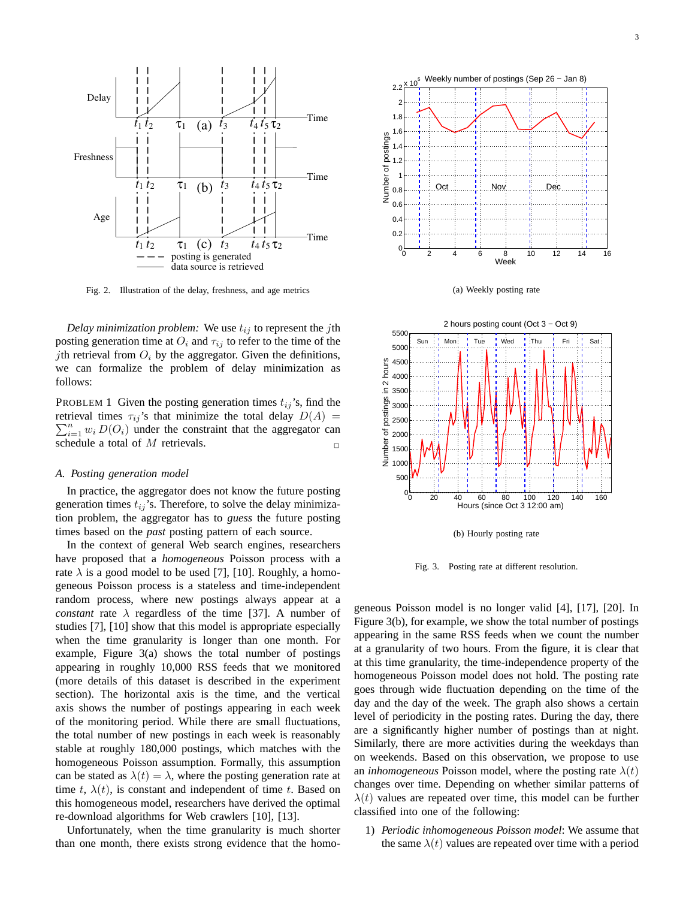Fig. 2. Illustration of the delay, freshness, and age metrics

(a) Weekly posting rate

(b) Hourly posting rate

Fig. 3. Posting rate at different resolution.

*Delay minimization problem:* We use $t_{ij}$ to represent the $j$th posting generation time at $O_i$ and $\tau_{ij}$ to refer to the time of the $j$th retrieval from $O_i$ by the aggregator. Given the definitions, we can formalize the problem of delay minimization as follows:

PROBLEM 1 Given the posting generation times $t_{ij}$'s, find the retrieval times $\tau_{ij}$'s that minimize the total delay $D(A) = \sum_{i=1}^{n} w_i D(O_i)$ under the constraint that the aggregator can schedule a total of $M$ retrievals. □

### A. Posting generation model

In practice, the aggregator does not know the future posting generation times $t_{ij}$'s. Therefore, to solve the delay minimization problem, the aggregator has to *guess* the future posting times based on the *past* posting pattern of each source.

In the context of general Web search engines, researchers have proposed that a *homogeneous* Poisson process with a rate $\lambda$ is a good model to be used [7], [10]. Roughly, a homogeneous Poisson process is a stateless and time-independent random process, where new postings always appear at a *constant* rate $\lambda$ regardless of the time [37]. A number of studies [7], [10] show that this model is appropriate especially when the time granularity is longer than one month. For example, Figure 3(a) shows the total number of postings appearing in roughly 10,000 RSS feeds that we monitored (more details of this dataset is described in the experiment section). The horizontal axis is the time, and the vertical axis shows the number of postings appearing in each week of the monitoring period. While there are small fluctuations, the total number of new postings in each week is reasonably stable at roughly 180,000 postings, which matches with the homogeneous Poisson assumption. Formally, this assumption can be stated as $\lambda(t) = \lambda$, where the posting generation rate at time $t$, $\lambda(t)$, is constant and independent of time $t$. Based on this homogeneous model, researchers have derived the optimal re-download algorithms for Web crawlers [10], [13].

Unfortunately, when the time granularity is much shorter than one month, there exists strong evidence that the homogeneous Poisson model is no longer valid [4], [17], [20]. In Figure 3(b), for example, we show the total number of postings appearing in the same RSS feeds when we count the number at a granularity of two hours. From the figure, it is clear that at this time granularity, the time-independence property of the homogeneous Poisson model does not hold. The posting rate goes through wide fluctuation depending on the time of the day and the day of the week. The graph also shows a certain level of periodicity in the posting rates. During the day, there are a significantly higher number of postings than at night. Similarly, there are more activities during the weekdays than on weekends. Based on this observation, we propose to use an *inhomogeneous* Poisson model, where the posting rate $\lambda(t)$ changes over time. Depending on whether similar patterns of $\lambda(t)$ values are repeated over time, this model can be further classified into one of the following:

1) *Periodic inhomogeneous Poisson model*: We assume that the same $\lambda(t)$ values are repeated over time with a period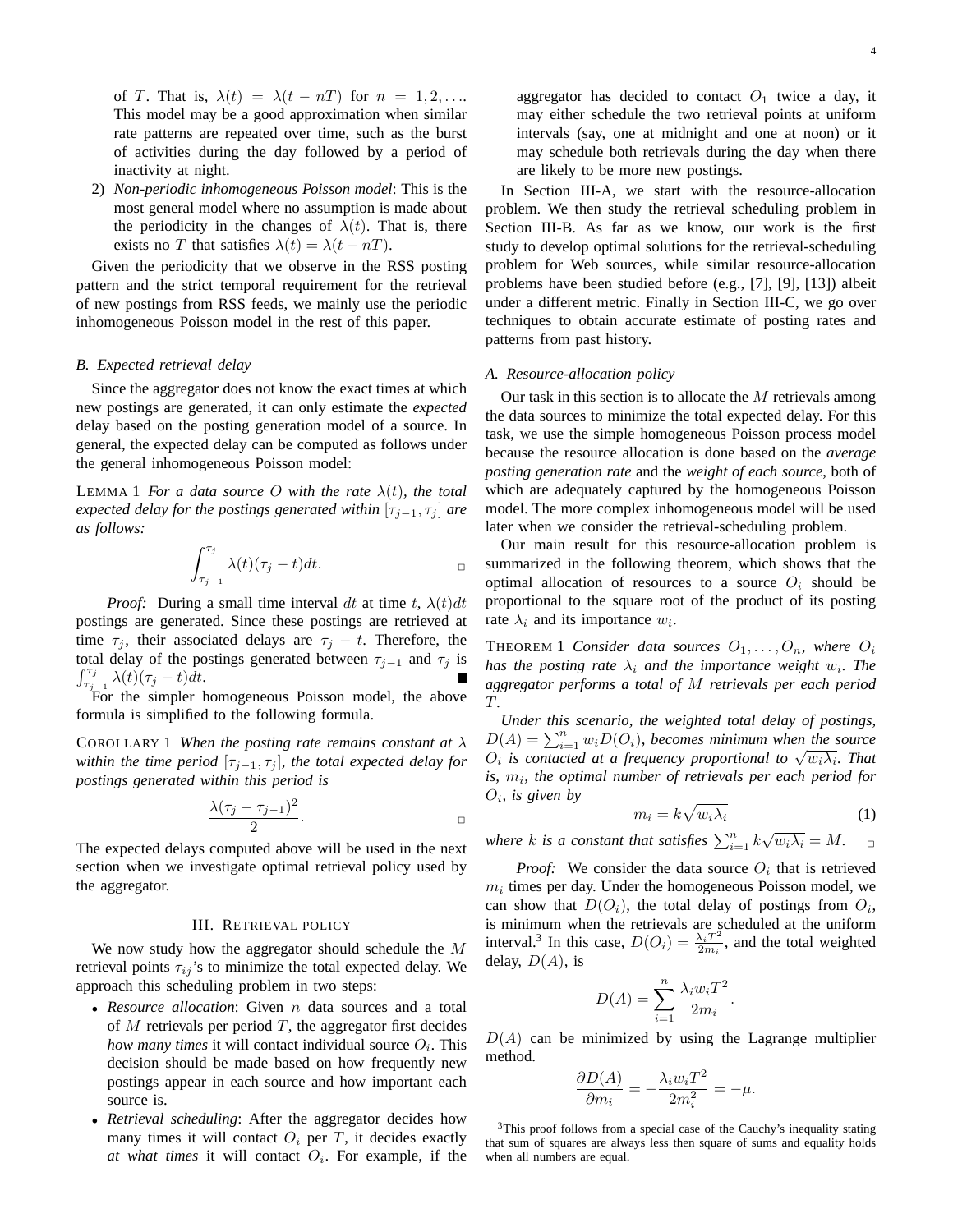of $T$. That is, $\lambda(t) = \lambda(t - nT)$ for $n = 1, 2, \ldots$. This model may be a good approximation when similar rate patterns are repeated over time, such as the burst of activities during the day followed by a period of inactivity at night.

2) *Non-periodic inhomogeneous Poisson model*: This is the most general model where no assumption is made about the periodicity in the changes of $\lambda(t)$. That is, there exists no $T$ that satisfies $\lambda(t) = \lambda(t - nT)$.

Given the periodicity that we observe in the RSS posting pattern and the strict temporal requirement for the retrieval of new postings from RSS feeds, we mainly use the periodic inhomogeneous Poisson model in the rest of this paper.

### B. Expected retrieval delay

Since the aggregator does not know the exact times at which new postings are generated, it can only estimate the *expected* delay based on the posting generation model of a source. In general, the expected delay can be computed as follows under the general inhomogeneous Poisson model:

LEMMA 1 *For a data source $O$ with the rate $\lambda(t)$, the total expected delay for the postings generated within $[\tau_{j-1}, \tau_j]$ are as follows:*

$$\int_{\tau_{j-1}}^{\tau_j} \lambda(t)(\tau_j - t)dt.$$

*Proof:* During a small time interval $dt$ at time $t$, $\lambda(t)dt$ postings are generated. Since these postings are retrieved at time $\tau_j$, their associated delays are $\tau_j - t$. Therefore, the total delay of the postings generated between $\tau_{j-1}$ and $\tau_j$ is $\int_{\tau_{j-1}}^{\tau_j} \lambda(t)(\tau_j - t)dt$. ∎

For the simpler homogeneous Poisson model, the above formula is simplified to the following formula.

COROLLARY 1 *When the posting rate remains constant at $\lambda$ within the time period $[\tau_{j-1}, \tau_j]$, the total expected delay for postings generated within this period is*

$$\frac{\lambda(\tau_j - \tau_{j-1})^2}{2}.$$

The expected delays computed above will be used in the next section when we investigate optimal retrieval policy used by the aggregator.

## III. RETRIEVAL POLICY

We now study how the aggregator should schedule the $M$ retrieval points $\tau_{ij}$'s to minimize the total expected delay. We approach this scheduling problem in two steps:

- *Resource allocation*: Given $n$ data sources and a total of $M$ retrievals per period $T$, the aggregator first decides *how many times* it will contact individual source $O_i$. This decision should be made based on how frequently new postings appear in each source and how important each source is.
- *Retrieval scheduling*: After the aggregator decides how many times it will contact $O_i$ per $T$, it decides exactly *at what times* it will contact $O_i$. For example, if the aggregator has decided to contact $O_1$ twice a day, it may either schedule the two retrieval points at uniform intervals (say, one at midnight and one at noon) or it may schedule both retrievals during the day when there are likely to be more new postings.

In Section III-A, we start with the resource-allocation problem. We then study the retrieval scheduling problem in Section III-B. As far as we know, our work is the first study to develop optimal solutions for the retrieval-scheduling problem for Web sources, while similar resource-allocation problems have been studied before (e.g., [7], [9], [13]) albeit under a different metric. Finally in Section III-C, we go over techniques to obtain accurate estimate of posting rates and patterns from past history.

### A. Resource-allocation policy

Our task in this section is to allocate the $M$ retrievals among the data sources to minimize the total expected delay. For this task, we use the simple homogeneous Poisson process model because the resource allocation is done based on the *average posting generation rate* and the *weight of each source*, both of which are adequately captured by the homogeneous Poisson model. The more complex inhomogeneous model will be used later when we consider the retrieval-scheduling problem.

Our main result for this resource-allocation problem is summarized in the following theorem, which shows that the optimal allocation of resources to a source $O_i$ should be proportional to the square root of the product of its posting rate $\lambda_i$ and its importance $w_i$.

THEOREM 1 *Consider data sources $O_1, \ldots, O_n$, where $O_i$ has the posting rate $\lambda_i$ and the importance weight $w_i$. The aggregator performs a total of $M$ retrievals per each period $T$.*

*Under this scenario, the weighted total delay of postings, $D(A) = \sum_{i=1}^{n} w_i D(O_i)$, becomes minimum when the source $O_i$ is contacted at a frequency proportional to $\sqrt{w_i \lambda_i}$. That is, $m_i$, the optimal number of retrievals per each period for $O_i$, is given by*

$$m_i = k\sqrt{w_i \lambda_i} \tag{1}$$

*where $k$ is a constant that satisfies $\sum_{i=1}^{n} k\sqrt{w_i \lambda_i} = M$.*

*Proof:* We consider the data source $O_i$ that is retrieved $m_i$ times per day. Under the homogeneous Poisson model, we can show that $D(O_i)$, the total delay of postings from $O_i$, is minimum when the retrievals are scheduled at the uniform interval.[3] In this case, $D(O_i) = \frac{\lambda_i T^2}{2m_i}$, and the total weighted delay, $D(A)$, is

$$D(A) = \sum_{i=1}^{n} \frac{\lambda_i w_i T^2}{2m_i}.$$

$D(A)$ can be minimized by using the Lagrange multiplier method.

$$\frac{\partial D(A)}{\partial m_i} = -\frac{\lambda_i w_i T^2}{2m_i^2} = -\mu.$$

[3] This proof follows from a special case of the Cauchy's inequality stating that sum of squares are always less then square of sums and equality holds when all numbers are equal.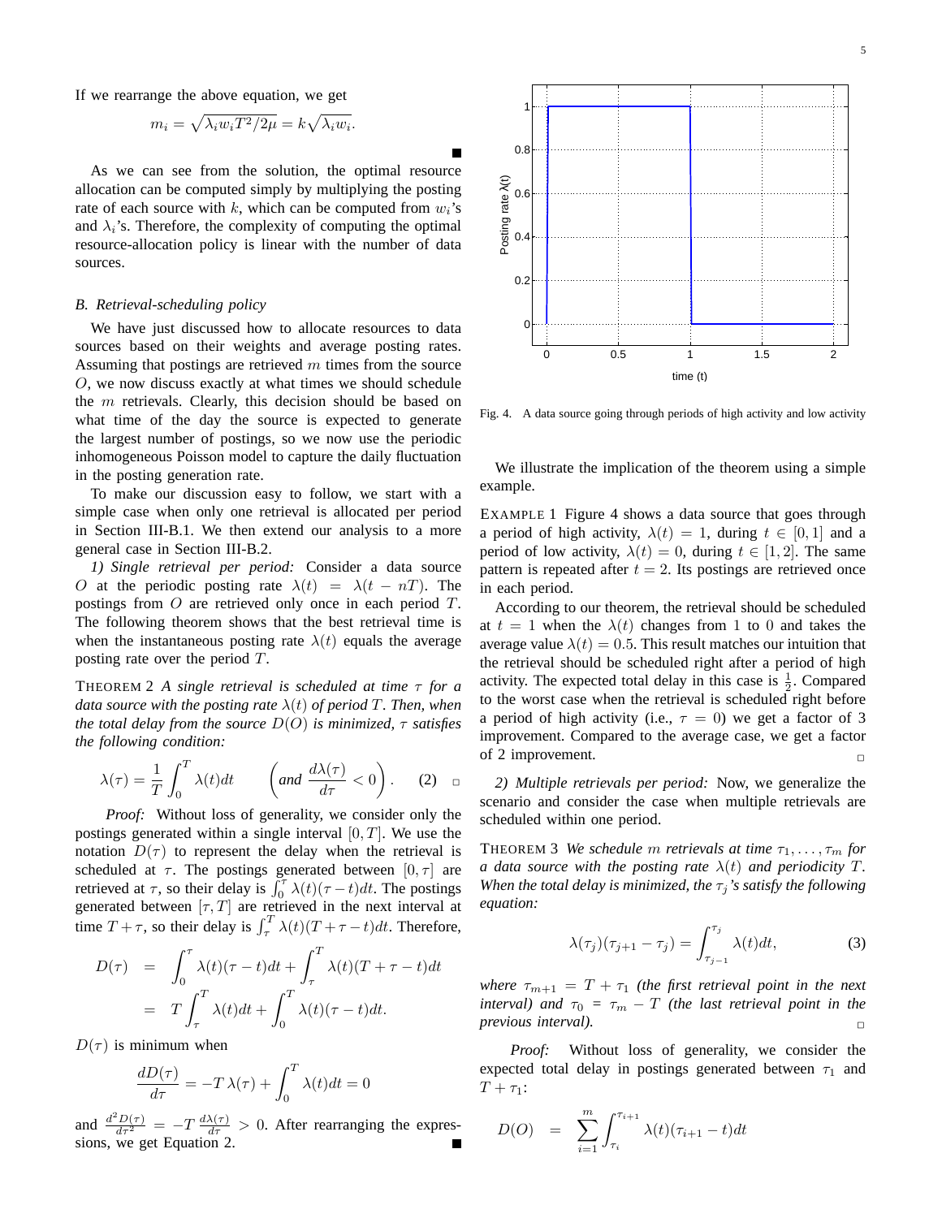If we rearrange the above equation, we get

$$m_i = \sqrt{\lambda_i w_i T^2 / 2\mu} = k\sqrt{\lambda_i w_i}.$$

■

As we can see from the solution, the optimal resource allocation can be computed simply by multiplying the posting rate of each source with $k$, which can be computed from $w_i$'s and $\lambda_i$'s. Therefore, the complexity of computing the optimal resource-allocation policy is linear with the number of data sources.

### *B. Retrieval-scheduling policy*

We have just discussed how to allocate resources to data sources based on their weights and average posting rates. Assuming that postings are retrieved $m$ times from the source $O$, we now discuss exactly at what times we should schedule the $m$ retrievals. Clearly, this decision should be based on what time of the day the source is expected to generate the largest number of postings, so we now use the periodic inhomogeneous Poisson model to capture the daily fluctuation in the posting generation rate.

To make our discussion easy to follow, we start with a simple case when only one retrieval is allocated per period in Section III-B.1. We then extend our analysis to a more general case in Section III-B.2.

*1) Single retrieval per period:* Consider a data source $O$ at the periodic posting rate $\lambda(t) = \lambda(t - nT)$. The postings from $O$ are retrieved only once in each period $T$. The following theorem shows that the best retrieval time is when the instantaneous posting rate $\lambda(t)$ equals the average posting rate over the period $T$.

THEOREM 2 *A single retrieval is scheduled at time $\tau$ for a data source with the posting rate $\lambda(t)$ of period $T$. Then, when the total delay from the source $D(O)$ is minimized, $\tau$ satisfies the following condition:*

$$\lambda(\tau) = \frac{1}{T}\int_0^T \lambda(t)dt \qquad \left(\text{and } \frac{d\lambda(\tau)}{d\tau} < 0\right). \qquad (2)$$

□

*Proof:* Without loss of generality, we consider only the postings generated within a single interval $[0, T]$. We use the notation $D(\tau)$ to represent the delay when the retrieval is scheduled at $\tau$. The postings generated between $[0, \tau]$ are retrieved at $\tau$, so their delay is $\int_0^\tau \lambda(t)(\tau - t)dt$. The postings generated between $[\tau, T]$ are retrieved in the next interval at time $T + \tau$, so their delay is $\int_\tau^T \lambda(t)(T + \tau - t)dt$. Therefore,

$$\begin{aligned} D(\tau) &= \int_0^\tau \lambda(t)(\tau - t)dt + \int_\tau^T \lambda(t)(T + \tau - t)dt \\ &= T\int_\tau^T \lambda(t)dt + \int_0^T \lambda(t)(\tau - t)dt. \end{aligned}$$

$D(\tau)$ is minimum when

$$\frac{dD(\tau)}{d\tau} = -T\,\lambda(\tau) + \int_0^T \lambda(t)dt = 0$$

and $\frac{d^2D(\tau)}{d\tau^2} = -T\frac{d\lambda(\tau)}{d\tau} > 0$. After rearranging the expressions, we get Equation 2. ■

Fig. 4. A data source going through periods of high activity and low activity

We illustrate the implication of the theorem using a simple example.

EXAMPLE 1 Figure 4 shows a data source that goes through a period of high activity, $\lambda(t) = 1$, during $t \in [0, 1]$ and a period of low activity, $\lambda(t) = 0$, during $t \in [1, 2]$. The same pattern is repeated after $t = 2$. Its postings are retrieved once in each period.

According to our theorem, the retrieval should be scheduled at $t = 1$ when the $\lambda(t)$ changes from 1 to 0 and takes the average value $\lambda(t) = 0.5$. This result matches our intuition that the retrieval should be scheduled right after a period of high activity. The expected total delay in this case is $\frac{1}{2}$. Compared to the worst case when the retrieval is scheduled right before a period of high activity (i.e., $\tau = 0$) we get a factor of 3 improvement. Compared to the average case, we get a factor of 2 improvement. □

*2) Multiple retrievals per period:* Now, we generalize the scenario and consider the case when multiple retrievals are scheduled within one period.

THEOREM 3 *We schedule $m$ retrievals at time $\tau_1, \ldots, \tau_m$ for a data source with the posting rate $\lambda(t)$ and periodicity $T$. When the total delay is minimized, the $\tau_j$'s satisfy the following equation:*

$$\lambda(\tau_j)(\tau_{j+1} - \tau_j) = \int_{\tau_{j-1}}^{\tau_j} \lambda(t)dt, \qquad (3)$$

*where $\tau_{m+1} = T + \tau_1$ (the first retrieval point in the next interval) and $\tau_0 = \tau_m - T$ (the last retrieval point in the previous interval).* □

*Proof:* Without loss of generality, we consider the expected total delay in postings generated between $\tau_1$ and $T + \tau_1$:

$$D(O) = \sum_{i=1}^{m}\int_{\tau_i}^{\tau_{i+1}} \lambda(t)(\tau_{i+1} - t)dt$$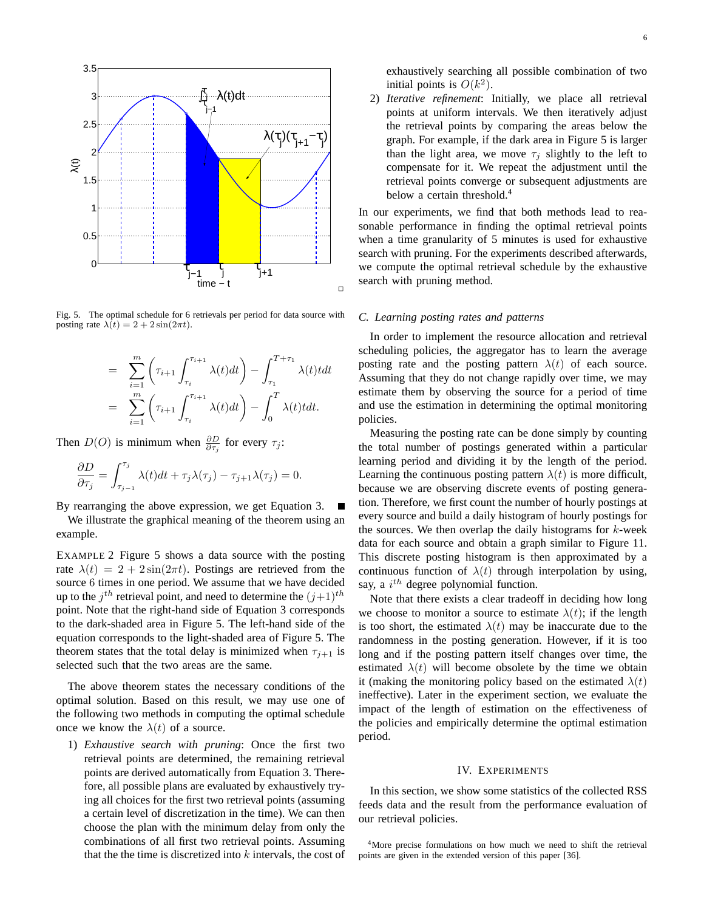Fig. 5. The optimal schedule for 6 retrievals per period for data source with posting rate $\lambda(t) = 2 + 2\sin(2\pi t)$.

$$
\begin{aligned}
&= \sum_{i=1}^{m} \left( \tau_{i+1} \int_{\tau_i}^{\tau_{i+1}} \lambda(t)dt \right) - \int_{\tau_1}^{T+\tau_1} \lambda(t)tdt \\
&= \sum_{i=1}^{m} \left( \tau_{i+1} \int_{\tau_i}^{\tau_{i+1}} \lambda(t)dt \right) - \int_{0}^{T} \lambda(t)tdt.
\end{aligned}
$$

Then $D(O)$ is minimum when $\frac{\partial D}{\partial \tau_j}$ for every $\tau_j$:

$$
\frac{\partial D}{\partial \tau_j} = \int_{\tau_{j-1}}^{\tau_j} \lambda(t)dt + \tau_j \lambda(\tau_j) - \tau_{j+1}\lambda(\tau_j) = 0.
$$

By rearranging the above expression, we get Equation 3. ■

We illustrate the graphical meaning of the theorem using an example.

EXAMPLE 2 Figure 5 shows a data source with the posting rate $\lambda(t) = 2 + 2\sin(2\pi t)$. Postings are retrieved from the source 6 times in one period. We assume that we have decided up to the $j^{th}$ retrieval point, and need to determine the $(j+1)^{th}$ point. Note that the right-hand side of Equation 3 corresponds to the dark-shaded area in Figure 5. The left-hand side of the equation corresponds to the light-shaded area of Figure 5. The theorem states that the total delay is minimized when $\tau_{j+1}$ is selected such that the two areas are the same.

The above theorem states the necessary conditions of the optimal solution. Based on this result, we may use one of the following two methods in computing the optimal schedule once we know the $\lambda(t)$ of a source.

1) *Exhaustive search with pruning*: Once the first two retrieval points are determined, the remaining retrieval points are derived automatically from Equation 3. Therefore, all possible plans are evaluated by exhaustively trying all choices for the first two retrieval points (assuming a certain level of discretization in the time). We can then choose the plan with the minimum delay from only the combinations of all first two retrieval points. Assuming that the the time is discretized into $k$ intervals, the cost of exhaustively searching all possible combination of two initial points is $O(k^2)$.
2) *Iterative refinement*: Initially, we place all retrieval points at uniform intervals. We then iteratively adjust the retrieval points by comparing the areas below the graph. For example, if the dark area in Figure 5 is larger than the light area, we move $\tau_j$ slightly to the left to compensate for it. We repeat the adjustment until the retrieval points converge or subsequent adjustments are below a certain threshold.[4]

In our experiments, we find that both methods lead to reasonable performance in finding the optimal retrieval points when a time granularity of 5 minutes is used for exhaustive search with pruning. For the experiments described afterwards, we compute the optimal retrieval schedule by the exhaustive search with pruning method.

### C. Learning posting rates and patterns

In order to implement the resource allocation and retrieval scheduling policies, the aggregator has to learn the average posting rate and the posting pattern $\lambda(t)$ of each source. Assuming that they do not change rapidly over time, we may estimate them by observing the source for a period of time and use the estimation in determining the optimal monitoring policies.

Measuring the posting rate can be done simply by counting the total number of postings generated within a particular learning period and dividing it by the length of the period. Learning the continuous posting pattern $\lambda(t)$ is more difficult, because we are observing discrete events of posting generation. Therefore, we first count the number of hourly postings at every source and build a daily histogram of hourly postings for the sources. We then overlap the daily histograms for $k$-week data for each source and obtain a graph similar to Figure 11. This discrete posting histogram is then approximated by a continuous function of $\lambda(t)$ through interpolation by using, say, a $i^{th}$ degree polynomial function.

Note that there exists a clear tradeoff in deciding how long we choose to monitor a source to estimate $\lambda(t)$; if the length is too short, the estimated $\lambda(t)$ may be inaccurate due to the randomness in the posting generation. However, if it is too long and if the posting pattern itself changes over time, the estimated $\lambda(t)$ will become obsolete by the time we obtain it (making the monitoring policy based on the estimated $\lambda(t)$ ineffective). Later in the experiment section, we evaluate the impact of the length of estimation on the effectiveness of the policies and empirically determine the optimal estimation period.

## IV. Experiments

In this section, we show some statistics of the collected RSS feeds data and the result from the performance evaluation of our retrieval policies.

[4] More precise formulations on how much we need to shift the retrieval points are given in the extended version of this paper [36].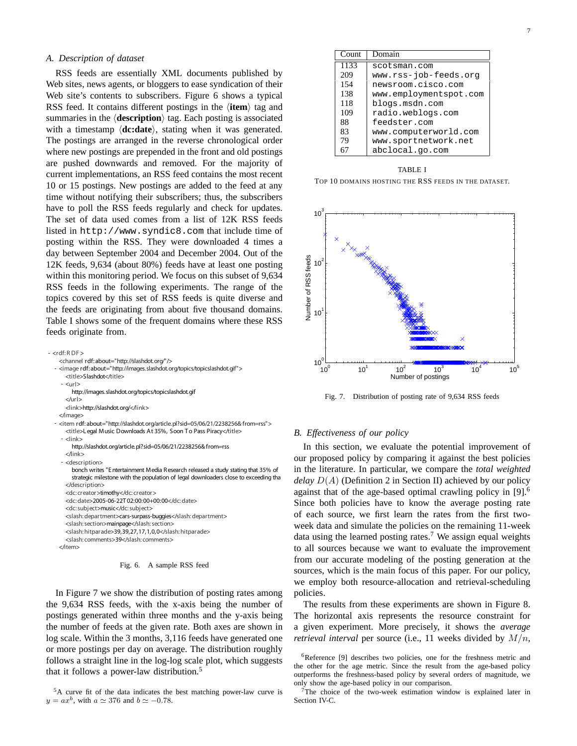### A. Description of dataset

RSS feeds are essentially XML documents published by Web sites, news agents, or bloggers to ease syndication of their Web site's contents to subscribers. Figure 6 shows a typical RSS feed. It contains different postings in the ⟨**item**⟩ tag and summaries in the ⟨**description**⟩ tag. Each posting is associated with a timestamp ⟨**dc:date**⟩, stating when it was generated. The postings are arranged in the reverse chronological order where new postings are prepended in the front and old postings are pushed downwards and removed. For the majority of current implementations, an RSS feed contains the most recent 10 or 15 postings. New postings are added to the feed at any time without notifying their subscribers; thus, the subscribers have to poll the RSS feeds regularly and check for updates. The set of data used comes from a list of 12K RSS feeds listed in `http://www.syndic8.com` that include time of posting within the RSS. They were downloaded 4 times a day between September 2004 and December 2004. Out of the 12K feeds, 9,634 (about 80%) feeds have at least one posting within this monitoring period. We focus on this subset of 9,634 RSS feeds in the following experiments. The range of the topics covered by this set of RSS feeds is quite diverse and the feeds are originating from about five thousand domains. Table I shows some of the frequent domains where these RSS feeds originate from.

```
- <rdf:RDF>
    <channel rdf:about="http://slashdot.org/"/>
  - <image rdf:about="http://images.slashdot.org/topics/topicslashdot.gif">
      <title>Slashdot</title>
    - <url>
        http://images.slashdot.org/topics/topicslashdot.gif
      </url>
      <link>http://slashdot.org/</link>
    </image>
  - <item rdf:about="http://slashdot.org/article.pl?sid=05/06/21/2238256&from=rss">
      <title>Legal Music Downloads At 35%, Soon To Pass Piracy</title>
    - <link>
        http://slashdot.org/article.pl?sid=05/06/21/2238256&from=rss
      </link>
    - <description>
        bonch writes "Entertainment Media Research released a study stating that 35% of
        strategic milestone with the population of legal downloaders close to exceeding tha
      </description>
      <dc:creator>timothy</dc:creator>
      <dc:date>2005-06-22T02:00:00+00:00</dc:date>
      <dc:subject>music</dc:subject>
      <slash:department>cars-surpass-buggies</slash:department>
      <slash:section>mainpage</slash:section>
      <slash:hitparade>39,39,27,17,1,0,0</slash:hitparade>
      <slash:comments>39</slash:comments>
    </item>
```

Fig. 6. A sample RSS feed

In Figure 7 we show the distribution of posting rates among the 9,634 RSS feeds, with the x-axis being the number of postings generated within three months and the y-axis being the number of feeds at the given rate. Both axes are shown in log scale. Within the 3 months, 3,116 feeds have generated one or more postings per day on average. The distribution roughly follows a straight line in the log-log scale plot, which suggests that it follows a power-law distribution.[5]

| Count | Domain |
|---|---|
| 1133 | scotsman.com |
| 209 | www.rss-job-feeds.org |
| 154 | newsroom.cisco.com |
| 138 | www.employmentspot.com |
| 118 | blogs.msdn.com |
| 109 | radio.weblogs.com |
| 88 | feedster.com |
| 83 | www.computerworld.com |
| 79 | www.sportnetwork.net |
| 67 | abclocal.go.com |

TABLE I
TOP 10 DOMAINS HOSTING THE RSS FEEDS IN THE DATASET.

Fig. 7. Distribution of posting rate of 9,634 RSS feeds

### B. Effectiveness of our policy

In this section, we evaluate the potential improvement of our proposed policy by comparing it against the best policies in the literature. In particular, we compare the *total weighted delay* $D(A)$ (Definition 2 in Section II) achieved by our policy against that of the age-based optimal crawling policy in [9].[6] Since both policies have to know the average posting rate of each source, we first learn the rates from the first two-week data and simulate the policies on the remaining 11-week data using the learned posting rates.[7] We assign equal weights to all sources because we want to evaluate the improvement from our accurate modeling of the posting generation at the sources, which is the main focus of this paper. For our policy, we employ both resource-allocation and retrieval-scheduling policies.

The results from these experiments are shown in Figure 8. The horizontal axis represents the resource constraint for a given experiment. More precisely, it shows the *average retrieval interval* per source (i.e., 11 weeks divided by $M/n$,

[5] A curve fit of the data indicates the best matching power-law curve is $y = ax^b$, with $a \simeq 376$ and $b \simeq -0.78$.

[6] Reference [9] describes two policies, one for the freshness metric and the other for the age metric. Since the result from the age-based policy outperforms the freshness-based policy by several orders of magnitude, we only show the age-based policy in our comparison.

[7] The choice of the two-week estimation window is explained later in Section IV-C.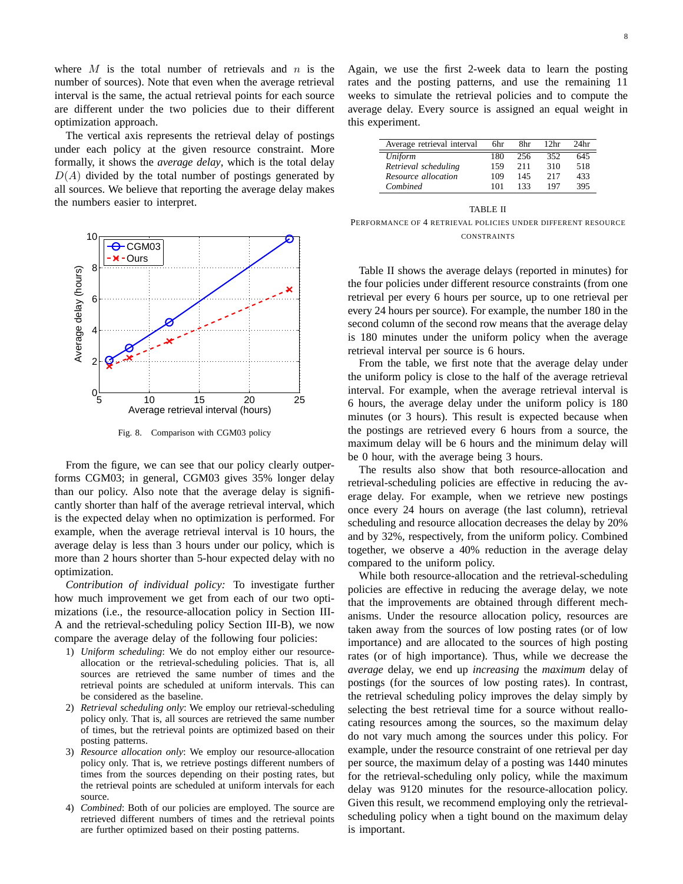where $M$ is the total number of retrievals and $n$ is the number of sources). Note that even when the average retrieval interval is the same, the actual retrieval points for each source are different under the two policies due to their different optimization approach.

The vertical axis represents the retrieval delay of postings under each policy at the given resource constraint. More formally, it shows the *average delay*, which is the total delay $D(A)$ divided by the total number of postings generated by all sources. We believe that reporting the average delay makes the numbers easier to interpret.

Fig. 8. Comparison with CGM03 policy

From the figure, we can see that our policy clearly outperforms CGM03; in general, CGM03 gives 35% longer delay than our policy. Also note that the average delay is significantly shorter than half of the average retrieval interval, which is the expected delay when no optimization is performed. For example, when the average retrieval interval is 10 hours, the average delay is less than 3 hours under our policy, which is more than 2 hours shorter than 5-hour expected delay with no optimization.

*Contribution of individual policy:* To investigate further how much improvement we get from each of our two optimizations (i.e., the resource-allocation policy in Section III-A and the retrieval-scheduling policy Section III-B), we now compare the average delay of the following four policies:

1) *Uniform scheduling*: We do not employ either our resource-allocation or the retrieval-scheduling policies. That is, all sources are retrieved the same number of times and the retrieval points are scheduled at uniform intervals. This can be considered as the baseline.
2) *Retrieval scheduling only*: We employ our retrieval-scheduling policy only. That is, all sources are retrieved the same number of times, but the retrieval points are optimized based on their posting patterns.
3) *Resource allocation only*: We employ our resource-allocation policy only. That is, we retrieve postings different numbers of times from the sources depending on their posting rates, but the retrieval points are scheduled at uniform intervals for each source.
4) *Combined*: Both of our policies are employed. The source are retrieved different numbers of times and the retrieval points are further optimized based on their posting patterns.

Again, we use the first 2-week data to learn the posting rates and the posting patterns, and use the remaining 11 weeks to simulate the retrieval policies and to compute the average delay. Every source is assigned an equal weight in this experiment.

| Average retrieval interval | 6hr | 8hr | 12hr | 24hr |
|---|---|---|---|---|
| *Uniform* | 180 | 256 | 352 | 645 |
| *Retrieval scheduling* | 159 | 211 | 310 | 518 |
| *Resource allocation* | 109 | 145 | 217 | 433 |
| *Combined* | 101 | 133 | 197 | 395 |

TABLE II
PERFORMANCE OF 4 RETRIEVAL POLICIES UNDER DIFFERENT RESOURCE CONSTRAINTS

Table II shows the average delays (reported in minutes) for the four policies under different resource constraints (from one retrieval per every 6 hours per source, up to one retrieval per every 24 hours per source). For example, the number 180 in the second column of the second row means that the average delay is 180 minutes under the uniform policy when the average retrieval interval per source is 6 hours.

From the table, we first note that the average delay under the uniform policy is close to the half of the average retrieval interval. For example, when the average retrieval interval is 6 hours, the average delay under the uniform policy is 180 minutes (or 3 hours). This result is expected because when the postings are retrieved every 6 hours from a source, the maximum delay will be 6 hours and the minimum delay will be 0 hour, with the average being 3 hours.

The results also show that both resource-allocation and retrieval-scheduling policies are effective in reducing the average delay. For example, when we retrieve new postings once every 24 hours on average (the last column), retrieval scheduling and resource allocation decreases the delay by 20% and by 32%, respectively, from the uniform policy. Combined together, we observe a 40% reduction in the average delay compared to the uniform policy.

While both resource-allocation and the retrieval-scheduling policies are effective in reducing the average delay, we note that the improvements are obtained through different mechanisms. Under the resource allocation policy, resources are taken away from the sources of low posting rates (or of low importance) and are allocated to the sources of high posting rates (or of high importance). Thus, while we decrease the *average* delay, we end up *increasing* the *maximum* delay of postings (for the sources of low posting rates). In contrast, the retrieval scheduling policy improves the delay simply by selecting the best retrieval time for a source without reallocating resources among the sources, so the maximum delay do not vary much among the sources under this policy. For example, under the resource constraint of one retrieval per day per source, the maximum delay of a posting was 1440 minutes for the retrieval-scheduling only policy, while the maximum delay was 9120 minutes for the resource-allocation policy. Given this result, we recommend employing only the retrieval-scheduling policy when a tight bound on the maximum delay is important.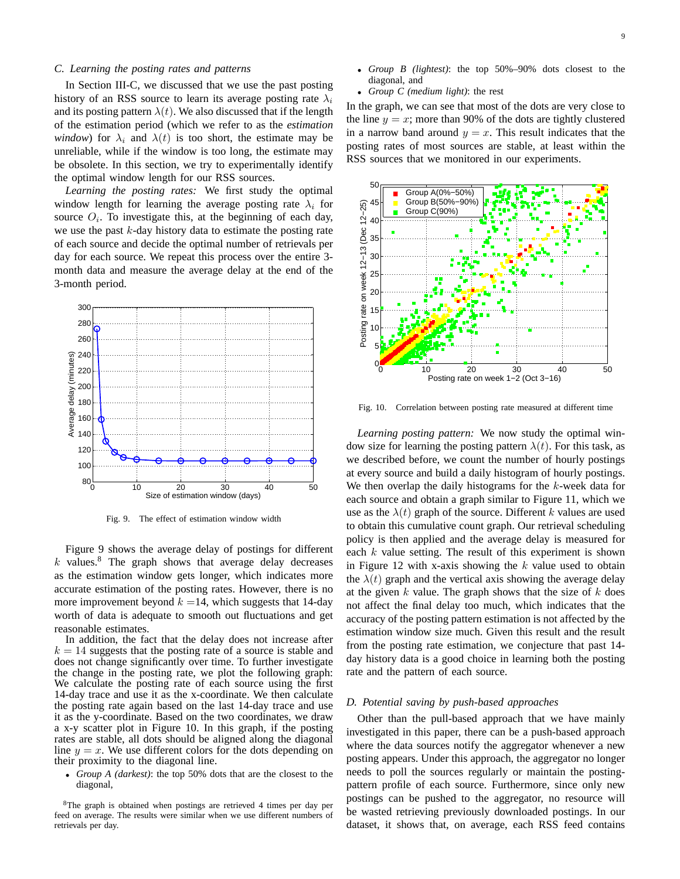### C. Learning the posting rates and patterns

In Section III-C, we discussed that we use the past posting history of an RSS source to learn its average posting rate $\lambda_i$ and its posting pattern $\lambda(t)$. We also discussed that if the length of the estimation period (which we refer to as the *estimation window*) for $\lambda_i$ and $\lambda(t)$ is too short, the estimate may be unreliable, while if the window is too long, the estimate may be obsolete. In this section, we try to experimentally identify the optimal window length for our RSS sources.

*Learning the posting rates:* We first study the optimal window length for learning the average posting rate $\lambda_i$ for source $O_i$. To investigate this, at the beginning of each day, we use the past $k$-day history data to estimate the posting rate of each source and decide the optimal number of retrievals per day for each source. We repeat this process over the entire 3-month data and measure the average delay at the end of the 3-month period.

Fig. 9. The effect of estimation window width

Figure 9 shows the average delay of postings for different $k$ values.[8] The graph shows that average delay decreases as the estimation window gets longer, which indicates more accurate estimation of the posting rates. However, there is no more improvement beyond $k$ =14, which suggests that 14-day worth of data is adequate to smooth out fluctuations and get reasonable estimates.

In addition, the fact that the delay does not increase after $k = 14$ suggests that the posting rate of a source is stable and does not change significantly over time. To further investigate the change in the posting rate, we plot the following graph: We calculate the posting rate of each source using the first 14-day trace and use it as the x-coordinate. We then calculate the posting rate again based on the last 14-day trace and use it as the y-coordinate. Based on the two coordinates, we draw a x-y scatter plot in Figure 10. In this graph, if the posting rates are stable, all dots should be aligned along the diagonal line $y = x$. We use different colors for the dots depending on their proximity to the diagonal line.

- *Group A (darkest)*: the top 50% dots that are the closest to the diagonal,
- *Group B (lightest)*: the top 50%–90% dots closest to the diagonal, and
- *Group C (medium light)*: the rest

In the graph, we can see that most of the dots are very close to the line $y = x$; more than 90% of the dots are tightly clustered in a narrow band around $y = x$. This result indicates that the posting rates of most sources are stable, at least within the RSS sources that we monitored in our experiments.

Fig. 10. Correlation between posting rate measured at different time

*Learning posting pattern:* We now study the optimal window size for learning the posting pattern $\lambda(t)$. For this task, as we described before, we count the number of hourly postings at every source and build a daily histogram of hourly postings. We then overlap the daily histograms for the $k$-week data for each source and obtain a graph similar to Figure 11, which we use as the $\lambda(t)$ graph of the source. Different $k$ values are used to obtain this cumulative count graph. Our retrieval scheduling policy is then applied and the average delay is measured for each $k$ value setting. The result of this experiment is shown in Figure 12 with x-axis showing the $k$ value used to obtain the $\lambda(t)$ graph and the vertical axis showing the average delay at the given $k$ value. The graph shows that the size of $k$ does not affect the final delay too much, which indicates that the accuracy of the posting pattern estimation is not affected by the estimation window size much. Given this result and the result from the posting rate estimation, we conjecture that past 14-day history data is a good choice in learning both the posting rate and the pattern of each source.

### D. Potential saving by push-based approaches

Other than the pull-based approach that we have mainly investigated in this paper, there can be a push-based approach where the data sources notify the aggregator whenever a new posting appears. Under this approach, the aggregator no longer needs to poll the sources regularly or maintain the posting-pattern profile of each source. Furthermore, since only new postings can be pushed to the aggregator, no resource will be wasted retrieving previously downloaded postings. In our dataset, it shows that, on average, each RSS feed contains

[8]The graph is obtained when postings are retrieved 4 times per day per feed on average. The results were similar when we use different numbers of retrievals per day.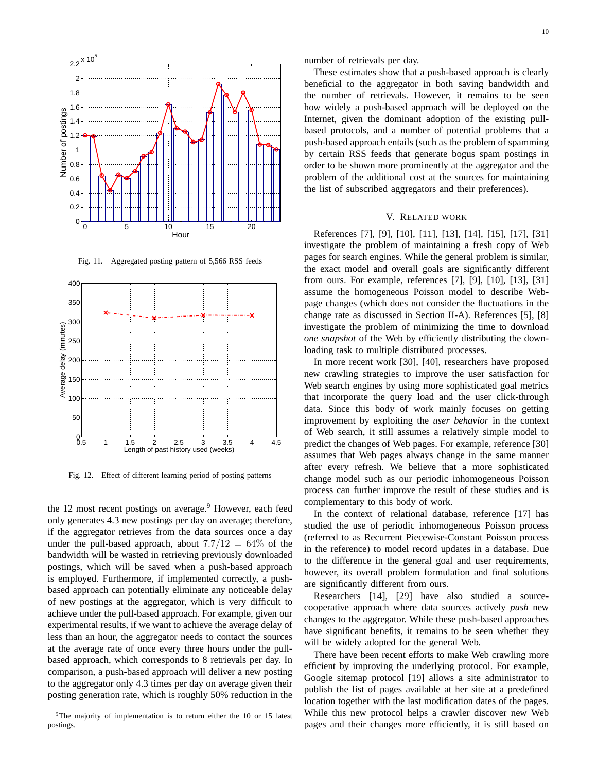Fig. 11. Aggregated posting pattern of 5,566 RSS feeds

Fig. 12. Effect of different learning period of posting patterns

the 12 most recent postings on average.[9] However, each feed only generates 4.3 new postings per day on average; therefore, if the aggregator retrieves from the data sources once a day under the pull-based approach, about $7.7/12 = 64\%$ of the bandwidth will be wasted in retrieving previously downloaded postings, which will be saved when a push-based approach is employed. Furthermore, if implemented correctly, a push-based approach can potentially eliminate any noticeable delay of new postings at the aggregator, which is very difficult to achieve under the pull-based approach. For example, given our experimental results, if we want to achieve the average delay of less than an hour, the aggregator needs to contact the sources at the average rate of once every three hours under the pull-based approach, which corresponds to 8 retrievals per day. In comparison, a push-based approach will deliver a new posting to the aggregator only 4.3 times per day on average given their posting generation rate, which is roughly 50% reduction in the number of retrievals per day.

These estimates show that a push-based approach is clearly beneficial to the aggregator in both saving bandwidth and the number of retrievals. However, it remains to be seen how widely a push-based approach will be deployed on the Internet, given the dominant adoption of the existing pull-based protocols, and a number of potential problems that a push-based approach entails (such as the problem of spamming by certain RSS feeds that generate bogus spam postings in order to be shown more prominently at the aggregator and the problem of the additional cost at the sources for maintaining the list of subscribed aggregators and their preferences).

[9] The majority of implementation is to return either the 10 or 15 latest postings.

## V. Related Work

References [7], [9], [10], [11], [13], [14], [15], [17], [31] investigate the problem of maintaining a fresh copy of Web pages for search engines. While the general problem is similar, the exact model and overall goals are significantly different from ours. For example, references [7], [9], [10], [13], [31] assume the homogeneous Poisson model to describe Web-page changes (which does not consider the fluctuations in the change rate as discussed in Section II-A). References [5], [8] investigate the problem of minimizing the time to download *one snapshot* of the Web by efficiently distributing the downloading task to multiple distributed processes.

In more recent work [30], [40], researchers have proposed new crawling strategies to improve the user satisfaction for Web search engines by using more sophisticated goal metrics that incorporate the query load and the user click-through data. Since this body of work mainly focuses on getting improvement by exploiting the *user behavior* in the context of Web search, it still assumes a relatively simple model to predict the changes of Web pages. For example, reference [30] assumes that Web pages always change in the same manner after every refresh. We believe that a more sophisticated change model such as our periodic inhomogeneous Poisson process can further improve the result of these studies and is complementary to this body of work.

In the context of relational database, reference [17] has studied the use of periodic inhomogeneous Poisson process (referred to as Recurrent Piecewise-Constant Poisson process in the reference) to model record updates in a database. Due to the difference in the general goal and user requirements, however, its overall problem formulation and final solutions are significantly different from ours.

Researchers [14], [29] have also studied a source-cooperative approach where data sources actively *push* new changes to the aggregator. While these push-based approaches have significant benefits, it remains to be seen whether they will be widely adopted for the general Web.

There have been recent efforts to make Web crawling more efficient by improving the underlying protocol. For example, Google sitemap protocol [19] allows a site administrator to publish the list of pages available at her site at a predefined location together with the last modification dates of the pages. While this new protocol helps a crawler discover new Web pages and their changes more efficiently, it is still based on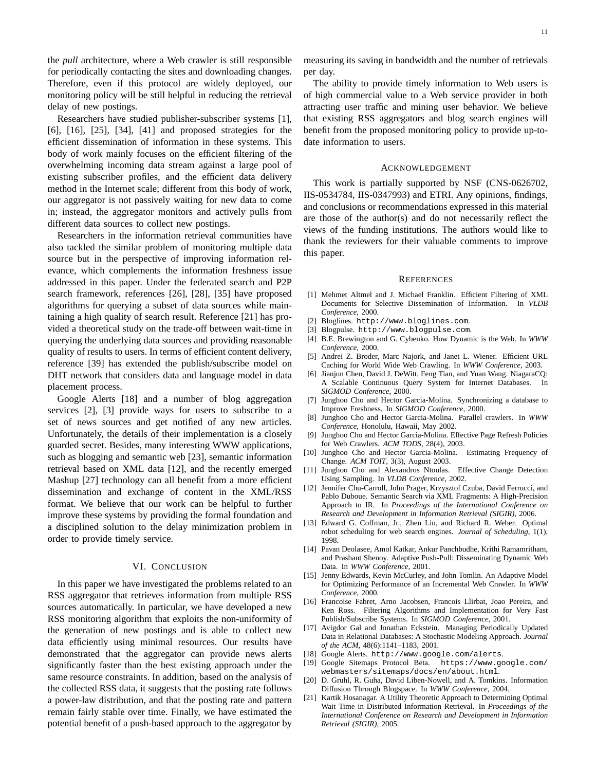the *pull* architecture, where a Web crawler is still responsible for periodically contacting the sites and downloading changes. Therefore, even if this protocol are widely deployed, our monitoring policy will be still helpful in reducing the retrieval delay of new postings.

Researchers have studied publisher-subscriber systems [1], [6], [16], [25], [34], [41] and proposed strategies for the efficient dissemination of information in these systems. This body of work mainly focuses on the efficient filtering of the overwhelming incoming data stream against a large pool of existing subscriber profiles, and the efficient data delivery method in the Internet scale; different from this body of work, our aggregator is not passively waiting for new data to come in; instead, the aggregator monitors and actively pulls from different data sources to collect new postings.

Researchers in the information retrieval communities have also tackled the similar problem of monitoring multiple data source but in the perspective of improving information relevance, which complements the information freshness issue addressed in this paper. Under the federated search and P2P search framework, references [26], [28], [35] have proposed algorithms for querying a subset of data sources while maintaining a high quality of search result. Reference [21] has provided a theoretical study on the trade-off between wait-time in querying the underlying data sources and providing reasonable quality of results to users. In terms of efficient content delivery, reference [39] has extended the publish/subscribe model on DHT network that considers data and language model in data placement process.

Google Alerts [18] and a number of blog aggregation services [2], [3] provide ways for users to subscribe to a set of news sources and get notified of any new articles. Unfortunately, the details of their implementation is a closely guarded secret. Besides, many interesting WWW applications, such as blogging and semantic web [23], semantic information retrieval based on XML data [12], and the recently emerged Mashup [27] technology can all benefit from a more efficient dissemination and exchange of content in the XML/RSS format. We believe that our work can be helpful to further improve these systems by providing the formal foundation and a disciplined solution to the delay minimization problem in order to provide timely service.

## VI. Conclusion

In this paper we have investigated the problems related to an RSS aggregator that retrieves information from multiple RSS sources automatically. In particular, we have developed a new RSS monitoring algorithm that exploits the non-uniformity of the generation of new postings and is able to collect new data efficiently using minimal resources. Our results have demonstrated that the aggregator can provide news alerts significantly faster than the best existing approach under the same resource constraints. In addition, based on the analysis of the collected RSS data, it suggests that the posting rate follows a power-law distribution, and that the posting rate and pattern remain fairly stable over time. Finally, we have estimated the potential benefit of a push-based approach to the aggregator by measuring its saving in bandwidth and the number of retrievals per day.

The ability to provide timely information to Web users is of high commercial value to a Web service provider in both attracting user traffic and mining user behavior. We believe that existing RSS aggregators and blog search engines will benefit from the proposed monitoring policy to provide up-to-date information to users.

## Acknowledgement

This work is partially supported by NSF (CNS-0626702, IIS-0534784, IIS-0347993) and ETRI. Any opinions, findings, and conclusions or recommendations expressed in this material are those of the author(s) and do not necessarily reflect the views of the funding institutions. The authors would like to thank the reviewers for their valuable comments to improve this paper.

## References

[1] Mehmet Altmel and J. Michael Franklin. Efficient Filtering of XML Documents for Selective Dissemination of Information. In *VLDB Conference*, 2000.

[2] Bloglines. http://www.bloglines.com.

[3] Blogpulse. http://www.blogpulse.com.

[4] B.E. Brewington and G. Cybenko. How Dynamic is the Web. In *WWW Conference*, 2000.

[5] Andrei Z. Broder, Marc Najork, and Janet L. Wiener. Efficient URL Caching for World Wide Web Crawling. In *WWW Conference*, 2003.

[6] Jianjun Chen, David J. DeWitt, Feng Tian, and Yuan Wang. NiagaraCQ: A Scalable Continuous Query System for Internet Databases. In *SIGMOD Conference*, 2000.

[7] Junghoo Cho and Hector Garcia-Molina. Synchronizing a database to Improve Freshness. In *SIGMOD Conference*, 2000.

[8] Junghoo Cho and Hector Garcia-Molina. Parallel crawlers. In *WWW Conference*, Honolulu, Hawaii, May 2002.

[9] Junghoo Cho and Hector Garcia-Molina. Effective Page Refresh Policies for Web Crawlers. *ACM TODS*, 28(4), 2003.

[10] Junghoo Cho and Hector Garcia-Molina. Estimating Frequency of Change. *ACM TOIT*, 3(3), August 2003.

[11] Junghoo Cho and Alexandros Ntoulas. Effective Change Detection Using Sampling. In *VLDB Conference*, 2002.

[12] Jennifer Chu-Carroll, John Prager, Krzysztof Czuba, David Ferrucci, and Pablo Duboue. Semantic Search via XML Fragments: A High-Precision Approach to IR. In *Proceedings of the International Conference on Research and Development in Information Retrieval (SIGIR)*, 2006.

[13] Edward G. Coffman, Jr., Zhen Liu, and Richard R. Weber. Optimal robot scheduling for web search engines. *Journal of Scheduling*, 1(1), 1998.

[14] Pavan Deolasee, Amol Katkar, Ankur Panchbudhe, Krithi Ramamritham, and Prashant Shenoy. Adaptive Push-Pull: Disseminating Dynamic Web Data. In *WWW Conference*, 2001.

[15] Jenny Edwards, Kevin McCurley, and John Tomlin. An Adaptive Model for Optimizing Performance of an Incremental Web Crawler. In *WWW Conference*, 2000.

[16] Francoise Fabret, Arno Jacobsen, Francois Llirbat, Joao Pereira, and Ken Ross. Filtering Algorithms and Implementation for Very Fast Publish/Subscribe Systems. In *SIGMOD Conference*, 2001.

[17] Avigdor Gal and Jonathan Eckstein. Managing Periodically Updated Data in Relational Databases: A Stochastic Modeling Approach. *Journal of the ACM*, 48(6):1141–1183, 2001.

[18] Google Alerts. http://www.google.com/alerts.

[19] Google Sitemaps Protocol Beta. https://www.google.com/webmasters/sitemaps/docs/en/about.html.

[20] D. Gruhl, R. Guha, David Liben-Nowell, and A. Tomkins. Information Diffusion Through Blogspace. In *WWW Conference*, 2004.

[21] Kartik Hosanagar. A Utility Theoretic Approach to Determining Optimal Wait Time in Distributed Information Retrieval. In *Proceedings of the International Conference on Research and Development in Information Retrieval (SIGIR)*, 2005.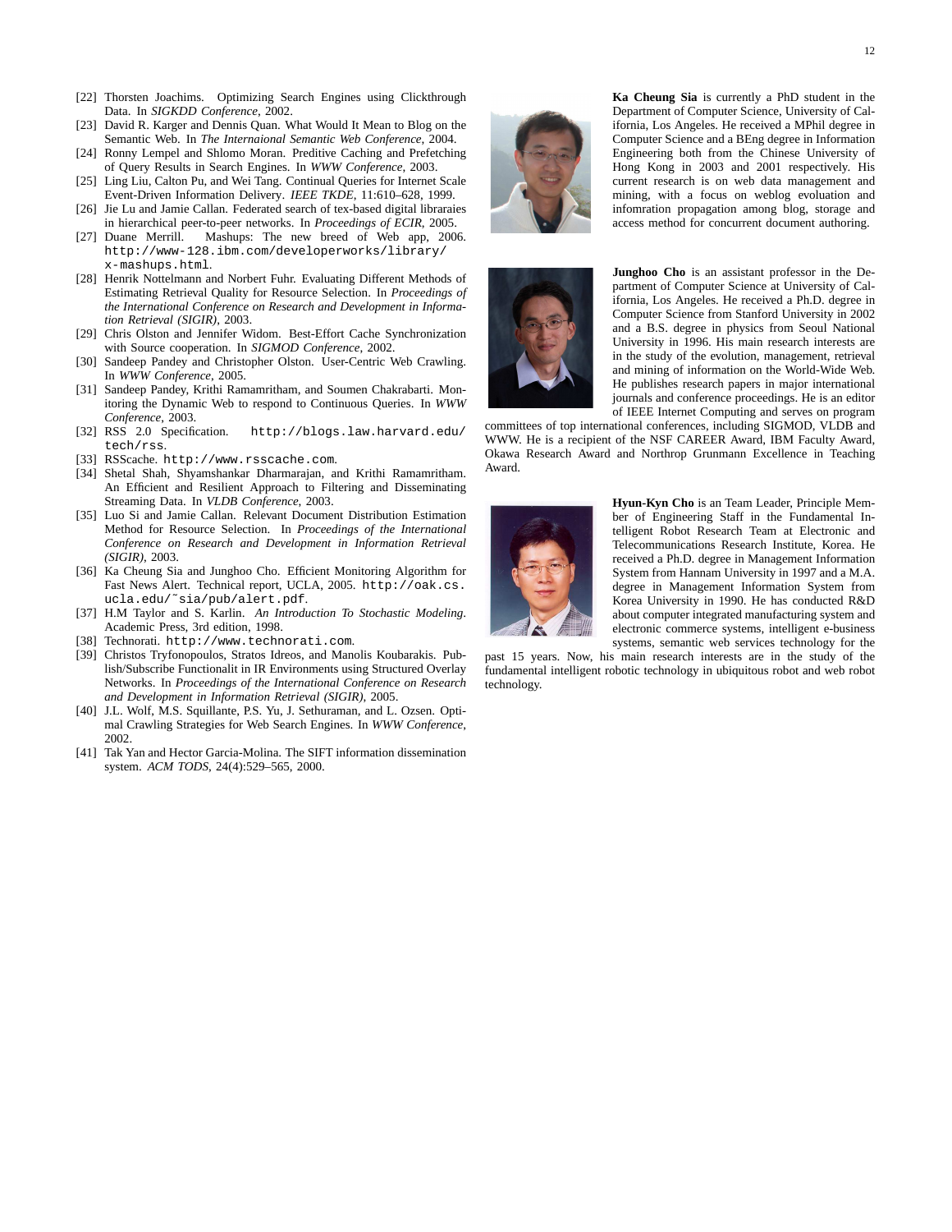[22] Thorsten Joachims. Optimizing Search Engines using Clickthrough Data. In *SIGKDD Conference*, 2002.

[23] David R. Karger and Dennis Quan. What Would It Mean to Blog on the Semantic Web. In *The Internaional Semantic Web Conference*, 2004.

[24] Ronny Lempel and Shlomo Moran. Preditive Caching and Prefetching of Query Results in Search Engines. In *WWW Conference*, 2003.

[25] Ling Liu, Calton Pu, and Wei Tang. Continual Queries for Internet Scale Event-Driven Information Delivery. *IEEE TKDE*, 11:610–628, 1999.

[26] Jie Lu and Jamie Callan. Federated search of tex-based digital libraraies in hierarchical peer-to-peer networks. In *Proceedings of ECIR*, 2005.

[27] Duane Merrill. Mashups: The new breed of Web app, 2006. http://www-128.ibm.com/developerworks/library/x-mashups.html.

[28] Henrik Nottelmann and Norbert Fuhr. Evaluating Different Methods of Estimating Retrieval Quality for Resource Selection. In *Proceedings of the International Conference on Research and Development in Information Retrieval (SIGIR)*, 2003.

[29] Chris Olston and Jennifer Widom. Best-Effort Cache Synchronization with Source cooperation. In *SIGMOD Conference*, 2002.

[30] Sandeep Pandey and Christopher Olston. User-Centric Web Crawling. In *WWW Conference*, 2005.

[31] Sandeep Pandey, Krithi Ramamritham, and Soumen Chakrabarti. Monitoring the Dynamic Web to respond to Continuous Queries. In *WWW Conference*, 2003.

[32] RSS 2.0 Specification. http://blogs.law.harvard.edu/tech/rss.

[33] RSScache. http://www.rsscache.com.

[34] Shetal Shah, Shyamshankar Dharmarajan, and Krithi Ramamritham. An Efficient and Resilient Approach to Filtering and Disseminating Streaming Data. In *VLDB Conference*, 2003.

[35] Luo Si and Jamie Callan. Relevant Document Distribution Estimation Method for Resource Selection. In *Proceedings of the International Conference on Research and Development in Information Retrieval (SIGIR)*, 2003.

[36] Ka Cheung Sia and Junghoo Cho. Efficient Monitoring Algorithm for Fast News Alert. Technical report, UCLA, 2005. http://oak.cs.ucla.edu/~sia/pub/alert.pdf.

[37] H.M Taylor and S. Karlin. *An Introduction To Stochastic Modeling*. Academic Press, 3rd edition, 1998.

[38] Technorati. http://www.technorati.com.

[39] Christos Tryfonopoulos, Stratos Idreos, and Manolis Koubarakis. Publish/Subscribe Functionalit in IR Environments using Structured Overlay Networks. In *Proceedings of the International Conference on Research and Development in Information Retrieval (SIGIR)*, 2005.

[40] J.L. Wolf, M.S. Squillante, P.S. Yu, J. Sethuraman, and L. Ozsen. Optimal Crawling Strategies for Web Search Engines. In *WWW Conference*, 2002.

[41] Tak Yan and Hector Garcia-Molina. The SIFT information dissemination system. *ACM TODS*, 24(4):529–565, 2000.

**Ka Cheung Sia** is currently a PhD student in the Department of Computer Science, University of California, Los Angeles. He received a MPhil degree in Computer Science and a BEng degree in Information Engineering both from the Chinese University of Hong Kong in 2003 and 2001 respectively. His current research is on web data management and mining, with a focus on weblog evaluation and infomration propagation among blog, storage and access method for concurrent document authoring.

**Junghoo Cho** is an assistant professor in the Department of Computer Science at University of California, Los Angeles. He received a Ph.D. degree in Computer Science from Stanford University in 2002 and a B.S. degree in physics from Seoul National University in 1996. His main research interests are in the study of the evolution, management, retrieval and mining of information on the World-Wide Web. He publishes research papers in major international journals and conference proceedings. He is an editor of IEEE Internet Computing and serves on program committees of top international conferences, including SIGMOD, VLDB and WWW. He is a recipient of the NSF CAREER Award, IBM Faculty Award, Okawa Research Award and Northrop Grunmann Excellence in Teaching Award.

**Hyun-Kyn Cho** is an Team Leader, Principle Member of Engineering Staff in the Fundamental Intelligent Robot Research Team at Electronic and Telecommunications Research Institute, Korea. He received a Ph.D. degree in Management Information System from Hannam University in 1997 and a M.A. degree in Management Information System from Korea University in 1990. He has conducted R&D about computer integrated manufacturing system and electronic commerce systems, intelligent e-business systems, semantic web services technology for the past 15 years. Now, his main research interests are in the study of the fundamental intelligent robotic technology in ubiquitous robot and web robot technology.